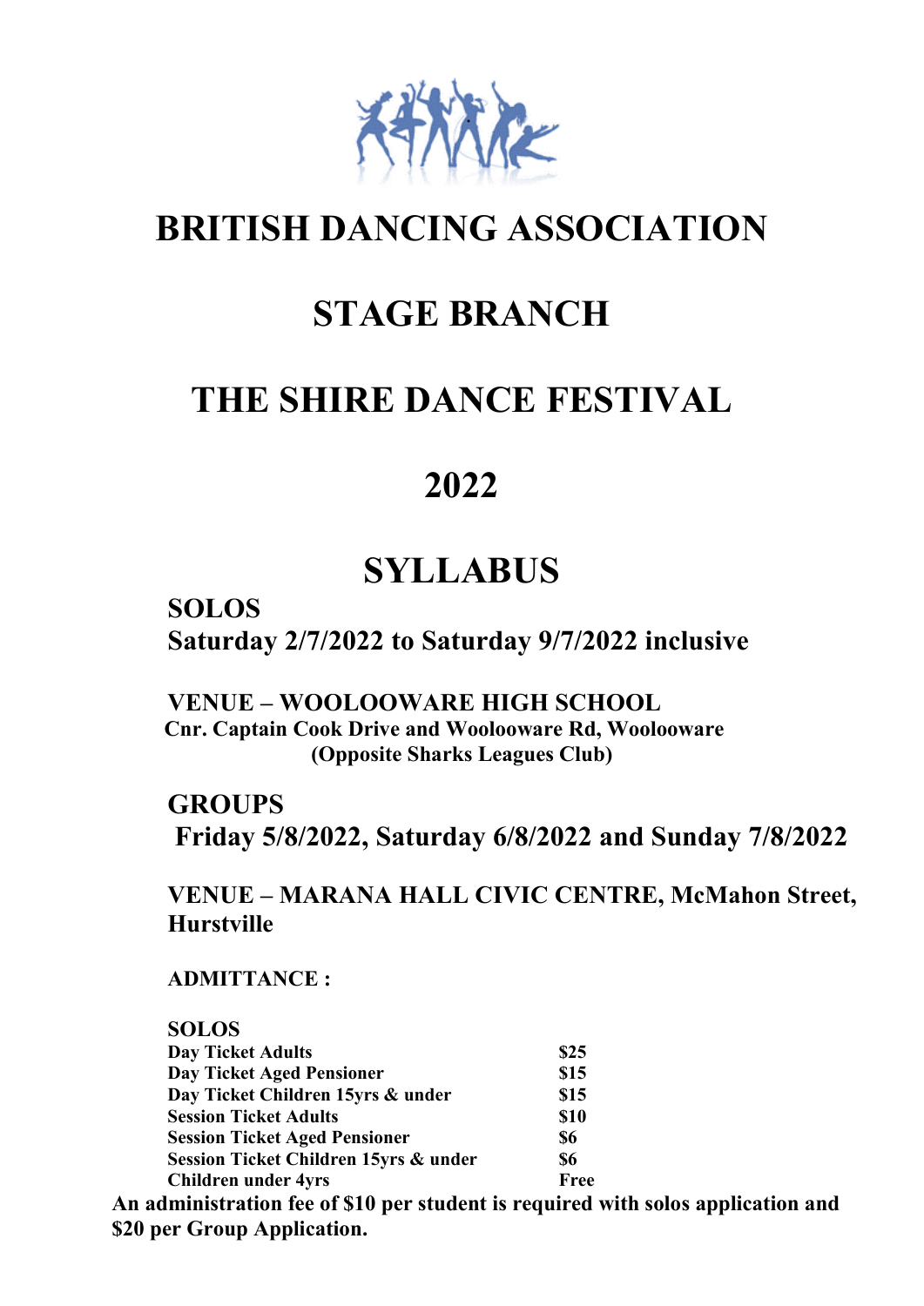# BRITISH DANCING ASSOCIATION

# STAGE BRANCH

# THE SHIRE DANCE FESTIVAL

# 2022

# SYLLABUS

**SOLOS**
**Saturday 2/7/2022 to Saturday 9/7/2022 inclusive**

**VENUE – WOOLOOWARE HIGH SCHOOL**
**Cnr. Captain Cook Drive and Woolooware Rd, Woolooware**
**(Opposite Sharks Leagues Club)**

**GROUPS**
**Friday 5/8/2022, Saturday 6/8/2022 and Sunday 7/8/2022**

**VENUE – MARANA HALL CIVIC CENTRE, McMahon Street, Hurstville**

**ADMITTANCE :**

**SOLOS**

| | |
|---|---|
| **Day Ticket Adults** | **$25** |
| **Day Ticket Aged Pensioner** | **$15** |
| **Day Ticket Children 15yrs & under** | **$15** |
| **Session Ticket Adults** | **$10** |
| **Session Ticket Aged Pensioner** | **$6** |
| **Session Ticket Children 15yrs & under** | **$6** |
| **Children under 4yrs** | **Free** |

**An administration fee of $10 per student is required with solos application and $20 per Group Application.**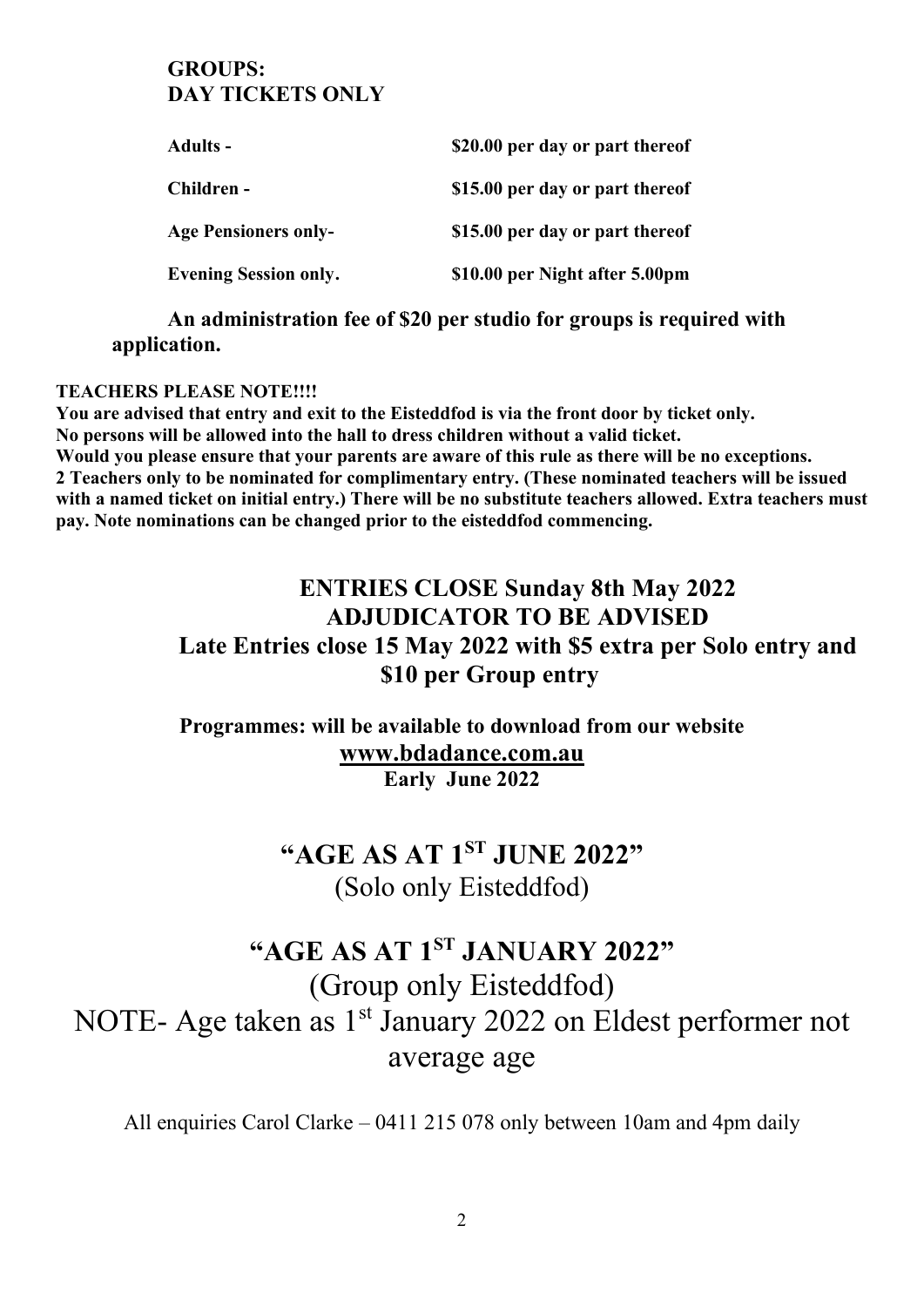**GROUPS:**
**DAY TICKETS ONLY**

| | |
|---|---|
| **Adults -** | **$20.00 per day or part thereof** |
| **Children -** | **$15.00 per day or part thereof** |
| **Age Pensioners only-** | **$15.00 per day or part thereof** |
| **Evening Session only.** | **$10.00 per Night after 5.00pm** |

**An administration fee of $20 per studio for groups is required with application.**

**TEACHERS PLEASE NOTE!!!!**
**You are advised that entry and exit to the Eisteddfod is via the front door by ticket only.**
**No persons will be allowed into the hall to dress children without a valid ticket.**
**Would you please ensure that your parents are aware of this rule as there will be no exceptions.**
**2 Teachers only to be nominated for complimentary entry. (These nominated teachers will be issued with a named ticket on initial entry.) There will be no substitute teachers allowed. Extra teachers must pay. Note nominations can be changed prior to the eisteddfod commencing.**

**ENTRIES CLOSE Sunday 8th May 2022**
**ADJUDICATOR TO BE ADVISED**
**Late Entries close 15 May 2022 with $5 extra per Solo entry and $10 per Group entry**

**Programmes: will be available to download from our website**
**www.bdadance.com.au**
**Early June 2022**

## "AGE AS AT 1ST JUNE 2022"
(Solo only Eisteddfod)

## "AGE AS AT 1ST JANUARY 2022"
(Group only Eisteddfod)

NOTE- Age taken as 1st January 2022 on Eldest performer not average age

All enquiries Carol Clarke – 0411 215 078 only between 10am and 4pm daily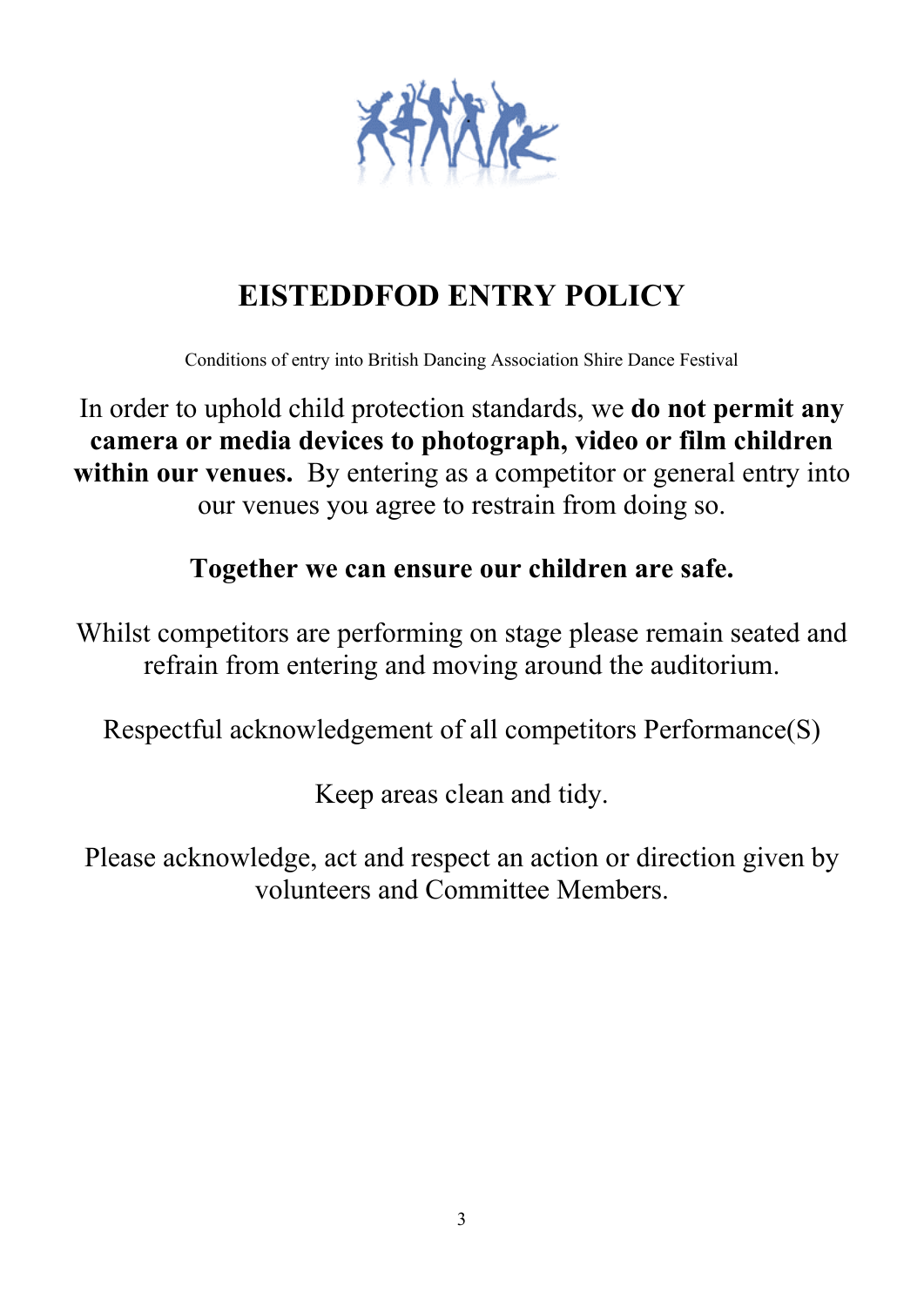# EISTEDDFOD ENTRY POLICY

Conditions of entry into British Dancing Association Shire Dance Festival

In order to uphold child protection standards, we **do not permit any camera or media devices to photograph, video or film children within our venues.** By entering as a competitor or general entry into our venues you agree to restrain from doing so.

**Together we can ensure our children are safe.**

Whilst competitors are performing on stage please remain seated and refrain from entering and moving around the auditorium.

Respectful acknowledgement of all competitors Performance(S)

Keep areas clean and tidy.

Please acknowledge, act and respect an action or direction given by volunteers and Committee Members.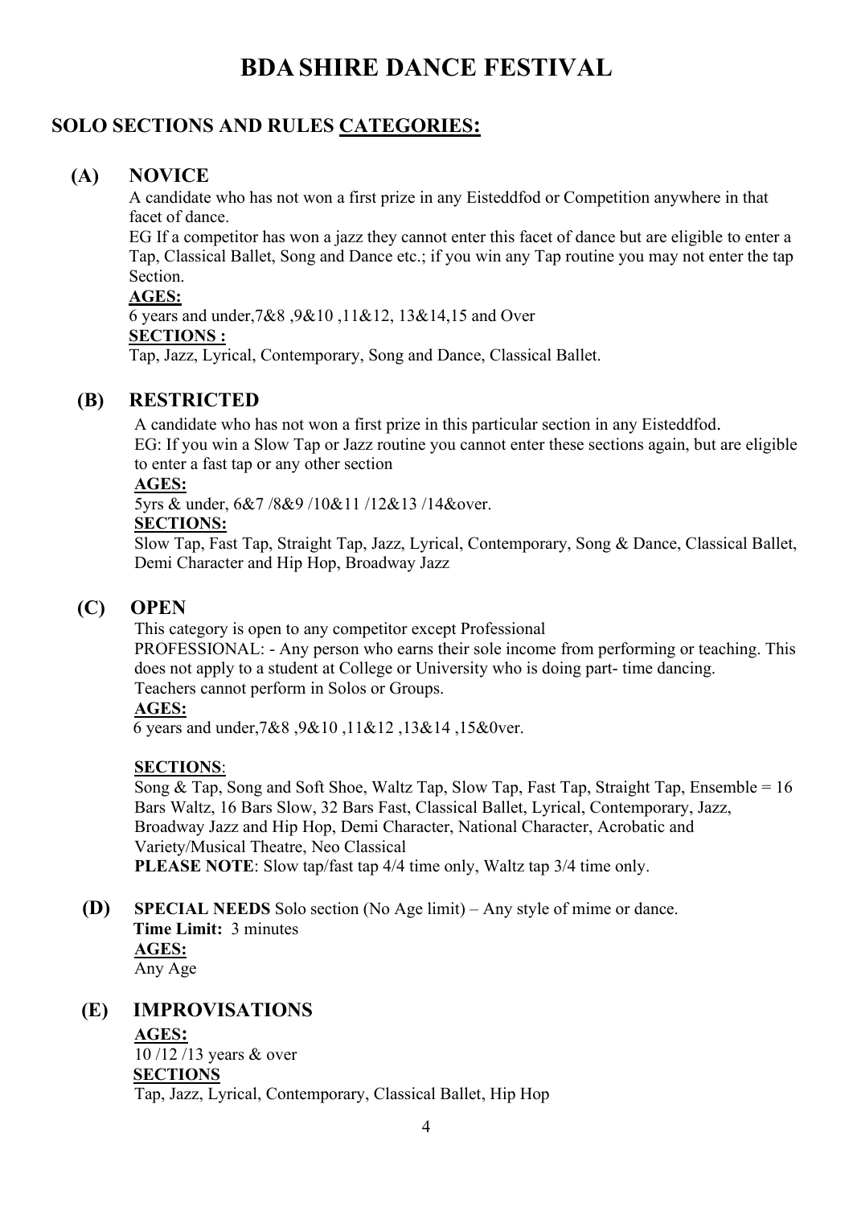# BDA SHIRE DANCE FESTIVAL

## SOLO SECTIONS AND RULES CATEGORIES:

### (A) NOVICE

A candidate who has not won a first prize in any Eisteddfod or Competition anywhere in that facet of dance.

EG If a competitor has won a jazz they cannot enter this facet of dance but are eligible to enter a Tap, Classical Ballet, Song and Dance etc.; if you win any Tap routine you may not enter the tap Section.

**AGES:**

6 years and under,7&8 ,9&10 ,11&12, 13&14,15 and Over

**SECTIONS :**

Tap, Jazz, Lyrical, Contemporary, Song and Dance, Classical Ballet.

### (B) RESTRICTED

A candidate who has not won a first prize in this particular section in any Eisteddfod.

EG: If you win a Slow Tap or Jazz routine you cannot enter these sections again, but are eligible to enter a fast tap or any other section

**AGES:**

5yrs & under, 6&7 /8&9 /10&11 /12&13 /14&over.

**SECTIONS:**

Slow Tap, Fast Tap, Straight Tap, Jazz, Lyrical, Contemporary, Song & Dance, Classical Ballet, Demi Character and Hip Hop, Broadway Jazz

### (C) OPEN

This category is open to any competitor except Professional

PROFESSIONAL: - Any person who earns their sole income from performing or teaching. This does not apply to a student at College or University who is doing part- time dancing.

Teachers cannot perform in Solos or Groups.

**AGES:**

6 years and under,7&8 ,9&10 ,11&12 ,13&14 ,15&0ver.

**SECTIONS**:

Song & Tap, Song and Soft Shoe, Waltz Tap, Slow Tap, Fast Tap, Straight Tap, Ensemble = 16 Bars Waltz, 16 Bars Slow, 32 Bars Fast, Classical Ballet, Lyrical, Contemporary, Jazz, Broadway Jazz and Hip Hop, Demi Character, National Character, Acrobatic and Variety/Musical Theatre, Neo Classical

**PLEASE NOTE**: Slow tap/fast tap 4/4 time only, Waltz tap 3/4 time only.

### (D) SPECIAL NEEDS

**SPECIAL NEEDS** Solo section (No Age limit) – Any style of mime or dance.

**Time Limit:** 3 minutes

**AGES:**

Any Age

### (E) IMPROVISATIONS

**AGES:**

10 /12 /13 years & over

**SECTIONS**

Tap, Jazz, Lyrical, Contemporary, Classical Ballet, Hip Hop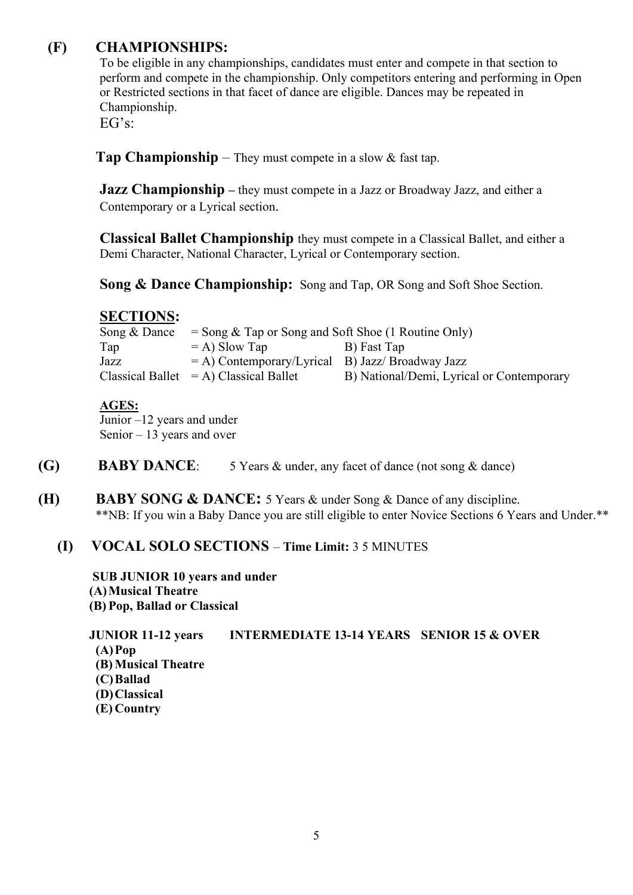## (F) CHAMPIONSHIPS:

To be eligible in any championships, candidates must enter and compete in that section to perform and compete in the championship. Only competitors entering and performing in Open or Restricted sections in that facet of dance are eligible. Dances may be repeated in Championship.

EG's:

**Tap Championship** – They must compete in a slow & fast tap.

**Jazz Championship –** they must compete in a Jazz or Broadway Jazz, and either a Contemporary or a Lyrical section.

**Classical Ballet Championship** they must compete in a Classical Ballet, and either a Demi Character, National Character, Lyrical or Contemporary section.

**Song & Dance Championship:** Song and Tap, OR Song and Soft Shoe Section.

### SECTIONS:

| | | |
|---|---|---|
| Song & Dance | = Song & Tap or Song and Soft Shoe (1 Routine Only) | |
| Tap | = A) Slow Tap | B) Fast Tap |
| Jazz | = A) Contemporary/Lyrical | B) Jazz/ Broadway Jazz |
| Classical Ballet | = A) Classical Ballet | B) National/Demi, Lyrical or Contemporary |

**AGES:**

Junior –12 years and under
Senior – 13 years and over

## (G) BABY DANCE:

5 Years & under, any facet of dance (not song & dance)

## (H) BABY SONG & DANCE:

5 Years & under Song & Dance of any discipline.

**NB: If you win a Baby Dance you are still eligible to enter Novice Sections 6 Years and Under.**

## (I) VOCAL SOLO SECTIONS – Time Limit: 3 5 MINUTES

**SUB JUNIOR 10 years and under**
**(A) Musical Theatre**
**(B) Pop, Ballad or Classical**

**JUNIOR 11-12 years INTERMEDIATE 13-14 YEARS SENIOR 15 & OVER**
**(A) Pop**
**(B) Musical Theatre**
**(C) Ballad**
**(D) Classical**
**(E) Country**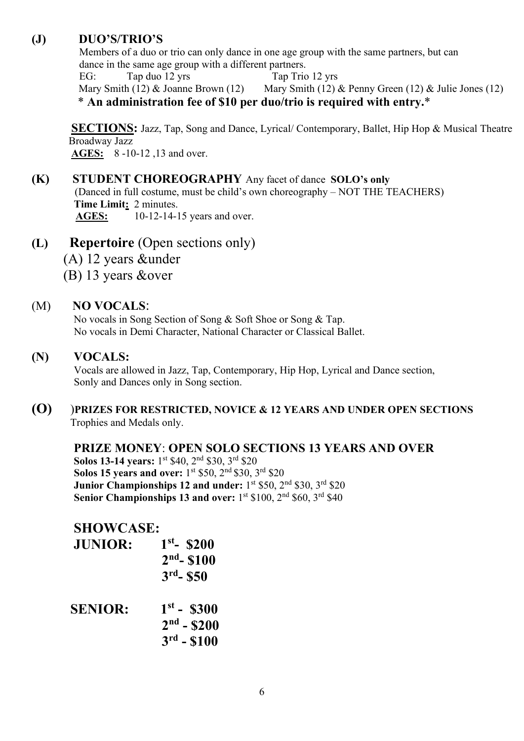**(J) DUO'S/TRIO'S**

Members of a duo or trio can only dance in one age group with the same partners, but can dance in the same age group with a different partners.

EG: Tap duo 12 yrs — Tap Trio 12 yrs

Mary Smith (12) & Joanne Brown (12) — Mary Smith (12) & Penny Green (12) & Julie Jones (12)

**\* An administration fee of $10 per duo/trio is required with entry.\***

**SECTIONS:** Jazz, Tap, Song and Dance, Lyrical/ Contemporary, Ballet, Hip Hop & Musical Theatre Broadway Jazz

**AGES:** 8 -10-12 ,13 and over.

**(K) STUDENT CHOREOGRAPHY** Any facet of dance **SOLO's only**

(Danced in full costume, must be child's own choreography – NOT THE TEACHERS)

**Time Limit:** 2 minutes.

**AGES:** 10-12-14-15 years and over.

**(L) Repertoire** (Open sections only)

(A) 12 years &under

(B) 13 years &over

(M) **NO VOCALS**:

No vocals in Song Section of Song & Soft Shoe or Song & Tap.

No vocals in Demi Character, National Character or Classical Ballet.

**(N) VOCALS:**

Vocals are allowed in Jazz, Tap, Contemporary, Hip Hop, Lyrical and Dance section, Sonly and Dances only in Song section.

**(O)** )**PRIZES FOR RESTRICTED, NOVICE & 12 YEARS AND UNDER OPEN SECTIONS**

Trophies and Medals only.

**PRIZE MONEY**: **OPEN SOLO SECTIONS 13 YEARS AND OVER**

**Solos 13-14 years:** 1st $40, 2nd $30, 3rd $20

**Solos 15 years and over:** 1st $50, 2nd $30, 3rd $20

**Junior Championships 12 and under:** 1st $50, 2nd $30, 3rd $20

**Senior Championships 13 and over:** 1st $100, 2nd $60, 3rd $40

**SHOWCASE:**

**JUNIOR:** **1st- $200**
**2nd- $100**
**3rd- $50**

**SENIOR:** **1st - $300**
**2nd - $200**
**3rd - $100**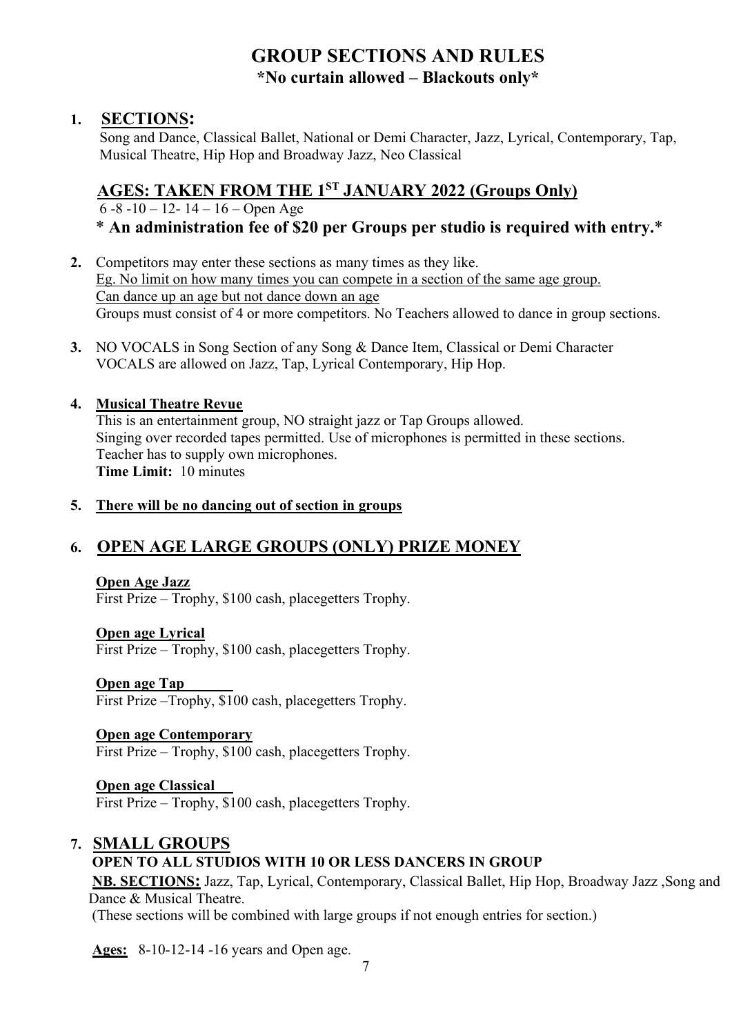# GROUP SECTIONS AND RULES

**\*No curtain allowed – Blackouts only\***

1. ## SECTIONS:

   Song and Dance, Classical Ballet, National or Demi Character, Jazz, Lyrical, Contemporary, Tap, Musical Theatre, Hip Hop and Broadway Jazz, Neo Classical

## AGES: TAKEN FROM THE 1ST JANUARY 2022 (Groups Only)

6 -8 -10 – 12- 14 – 16 – Open Age

**\* An administration fee of $20 per Groups per studio is required with entry.\***

2. Competitors may enter these sections as many times as they like.
   Eg. No limit on how many times you can compete in a section of the same age group.
   Can dance up an age but not dance down an age
   Groups must consist of 4 or more competitors. No Teachers allowed to dance in group sections.

3. NO VOCALS in Song Section of any Song & Dance Item, Classical or Demi Character
   VOCALS are allowed on Jazz, Tap, Lyrical Contemporary, Hip Hop.

4. **Musical Theatre Revue**
   This is an entertainment group, NO straight jazz or Tap Groups allowed.
   Singing over recorded tapes permitted. Use of microphones is permitted in these sections.
   Teacher has to supply own microphones.
   **Time Limit:** 10 minutes

5. **There will be no dancing out of section in groups**

6. ## OPEN AGE LARGE GROUPS (ONLY) PRIZE MONEY

   **Open Age Jazz**
   First Prize – Trophy, $100 cash, placegetters Trophy.

   **Open age Lyrical**
   First Prize – Trophy, $100 cash, placegetters Trophy.

   **Open age Tap**
   First Prize –Trophy, $100 cash, placegetters Trophy.

   **Open age Contemporary**
   First Prize – Trophy, $100 cash, placegetters Trophy.

   **Open age Classical**
   First Prize – Trophy, $100 cash, placegetters Trophy.

7. ## SMALL GROUPS

   **OPEN TO ALL STUDIOS WITH 10 OR LESS DANCERS IN GROUP**

   **NB. SECTIONS:** Jazz, Tap, Lyrical, Contemporary, Classical Ballet, Hip Hop, Broadway Jazz ,Song and Dance & Musical Theatre.
   (These sections will be combined with large groups if not enough entries for section.)

   **Ages:** 8-10-12-14 -16 years and Open age.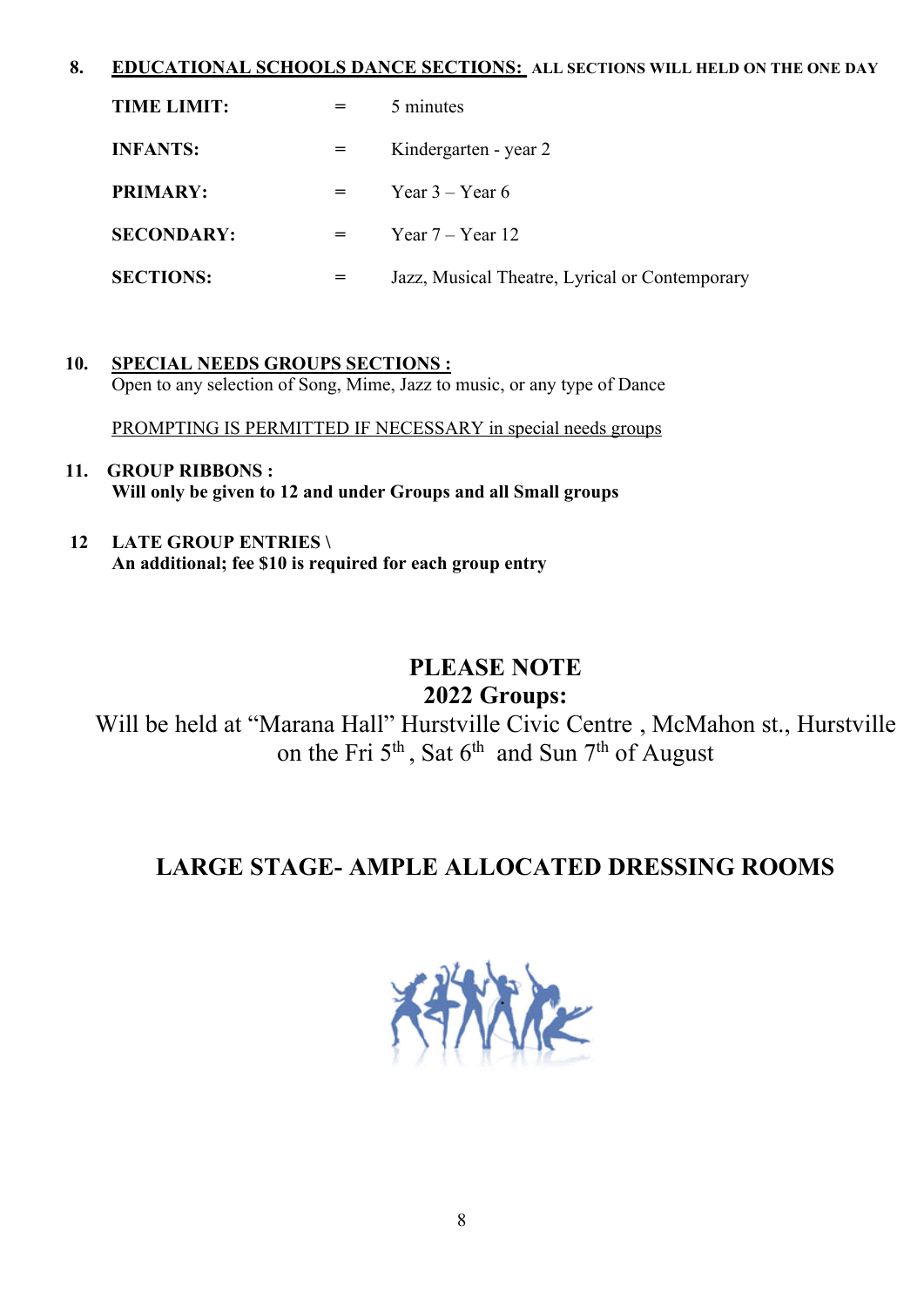**8. <u>EDUCATIONAL SCHOOLS DANCE SECTIONS:</u>** **ALL SECTIONS WILL HELD ON THE ONE DAY**

| | | |
|---|---|---|
| **TIME LIMIT:** | = | 5 minutes |
| **INFANTS:** | = | Kindergarten - year 2 |
| **PRIMARY:** | = | Year 3 – Year 6 |
| **SECONDARY:** | = | Year 7 – Year 12 |
| **SECTIONS:** | = | Jazz, Musical Theatre, Lyrical or Contemporary |

**10. <u>SPECIAL NEEDS GROUPS SECTIONS :</u>**
Open to any selection of Song, Mime, Jazz to music, or any type of Dance

<u>PROMPTING IS PERMITTED IF NECESSARY in special needs groups</u>

**11. GROUP RIBBONS :**
**Will only be given to 12 and under Groups and all Small groups**

**12 LATE GROUP ENTRIES \**
**An additional; fee $10 is required for each group entry**

**PLEASE NOTE**
**2022 Groups:**
Will be held at "Marana Hall" Hurstville Civic Centre , McMahon st., Hurstville on the Fri 5th , Sat 6th and Sun 7th of August

**LARGE STAGE- AMPLE ALLOCATED DRESSING ROOMS**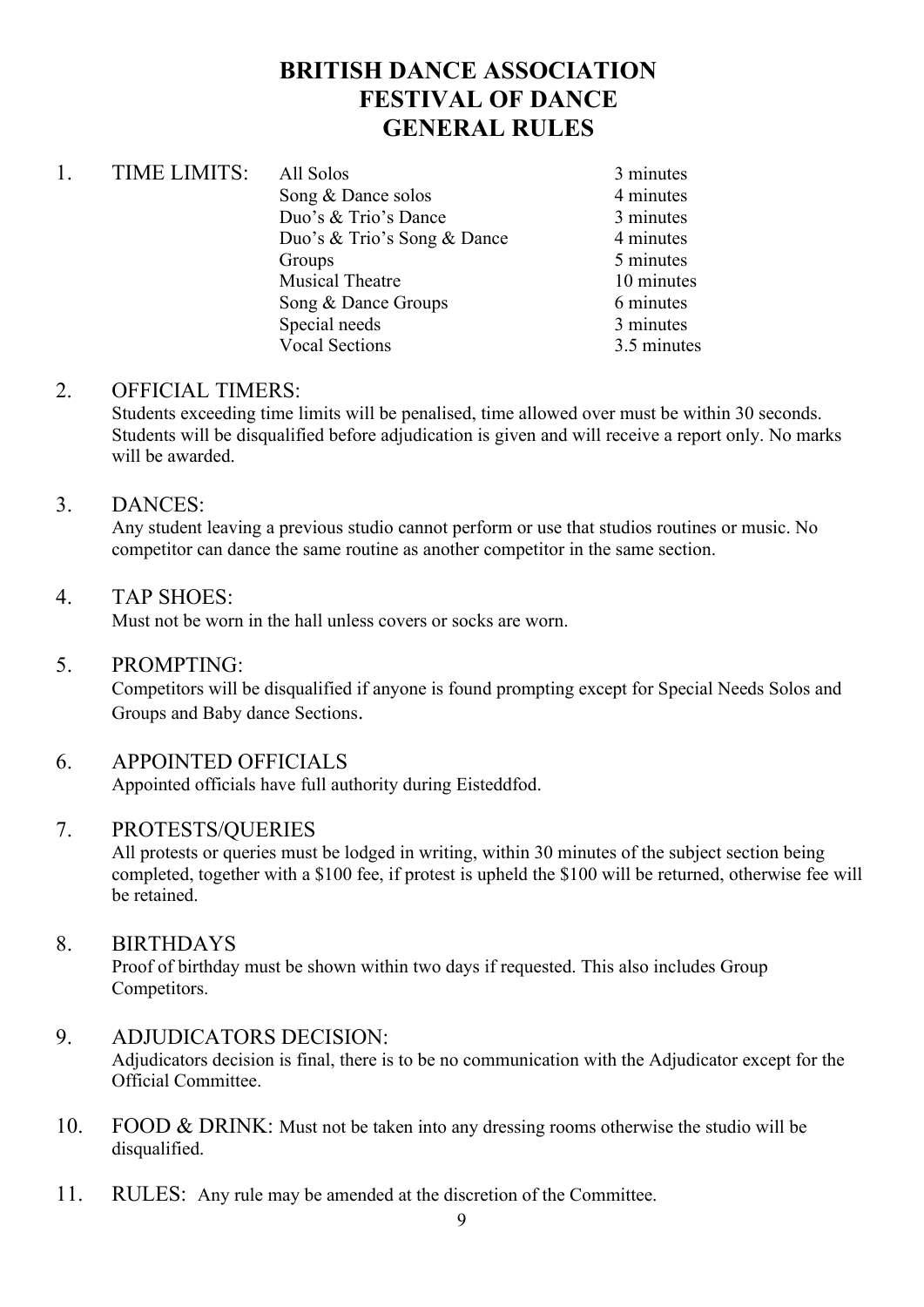# BRITISH DANCE ASSOCIATION
# FESTIVAL OF DANCE
# GENERAL RULES

1. TIME LIMITS:

| | |
|---|---|
| All Solos | 3 minutes |
| Song & Dance solos | 4 minutes |
| Duo's & Trio's Dance | 3 minutes |
| Duo's & Trio's Song & Dance | 4 minutes |
| Groups | 5 minutes |
| Musical Theatre | 10 minutes |
| Song & Dance Groups | 6 minutes |
| Special needs | 3 minutes |
| Vocal Sections | 3.5 minutes |

2. OFFICIAL TIMERS:
   Students exceeding time limits will be penalised, time allowed over must be within 30 seconds. Students will be disqualified before adjudication is given and will receive a report only. No marks will be awarded.

3. DANCES:
   Any student leaving a previous studio cannot perform or use that studios routines or music. No competitor can dance the same routine as another competitor in the same section.

4. TAP SHOES:
   Must not be worn in the hall unless covers or socks are worn.

5. PROMPTING:
   Competitors will be disqualified if anyone is found prompting except for Special Needs Solos and Groups and Baby dance Sections.

6. APPOINTED OFFICIALS
   Appointed officials have full authority during Eisteddfod.

7. PROTESTS/QUERIES
   All protests or queries must be lodged in writing, within 30 minutes of the subject section being completed, together with a $100 fee, if protest is upheld the $100 will be returned, otherwise fee will be retained.

8. BIRTHDAYS
   Proof of birthday must be shown within two days if requested. This also includes Group Competitors.

9. ADJUDICATORS DECISION:
   Adjudicators decision is final, there is to be no communication with the Adjudicator except for the Official Committee.

10. FOOD & DRINK: Must not be taken into any dressing rooms otherwise the studio will be disqualified.

11. RULES: Any rule may be amended at the discretion of the Committee.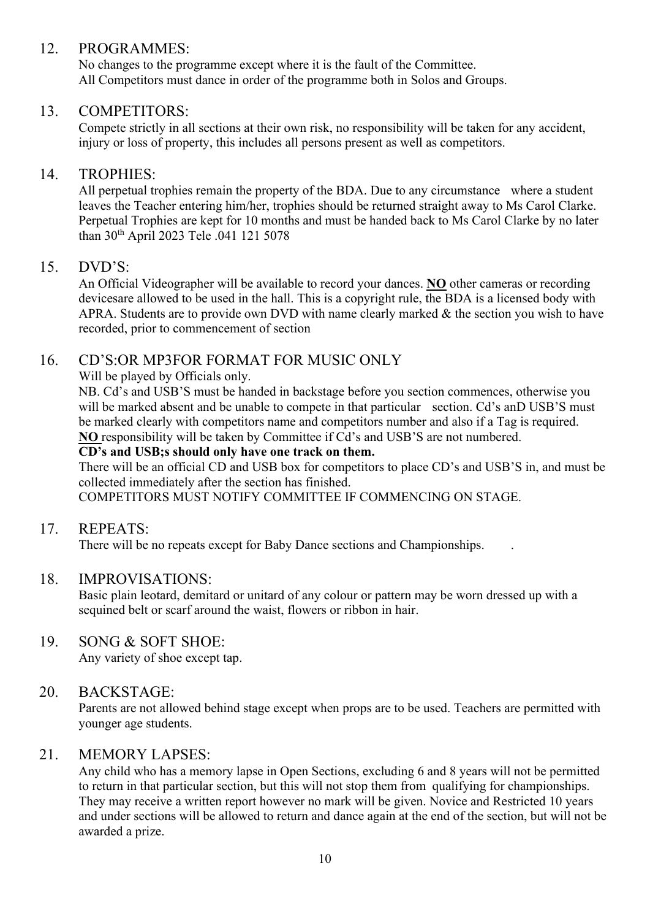## 12. PROGRAMMES:

No changes to the programme except where it is the fault of the Committee.
All Competitors must dance in order of the programme both in Solos and Groups.

## 13. COMPETITORS:

Compete strictly in all sections at their own risk, no responsibility will be taken for any accident, injury or loss of property, this includes all persons present as well as competitors.

## 14. TROPHIES:

All perpetual trophies remain the property of the BDA. Due to any circumstance where a student leaves the Teacher entering him/her, trophies should be returned straight away to Ms Carol Clarke. Perpetual Trophies are kept for 10 months and must be handed back to Ms Carol Clarke by no later than 30th April 2023 Tele .041 121 5078

## 15. DVD'S:

An Official Videographer will be available to record your dances. **NO** other cameras or recording devicesare allowed to be used in the hall. This is a copyright rule, the BDA is a licensed body with APRA. Students are to provide own DVD with name clearly marked & the section you wish to have recorded, prior to commencement of section

## 16. CD'S:OR MP3FOR FORMAT FOR MUSIC ONLY

Will be played by Officials only.
NB. Cd's and USB'S must be handed in backstage before you section commences, otherwise you will be marked absent and be unable to compete in that particular section. Cd's anD USB'S must be marked clearly with competitors name and competitors number and also if a Tag is required.
**NO** responsibility will be taken by Committee if Cd's and USB'S are not numbered.
**CD's and USB;s should only have one track on them.**
There will be an official CD and USB box for competitors to place CD's and USB'S in, and must be collected immediately after the section has finished.
COMPETITORS MUST NOTIFY COMMITTEE IF COMMENCING ON STAGE.

## 17. REPEATS:

There will be no repeats except for Baby Dance sections and Championships.

## 18. IMPROVISATIONS:

Basic plain leotard, demitard or unitard of any colour or pattern may be worn dressed up with a sequined belt or scarf around the waist, flowers or ribbon in hair.

## 19. SONG & SOFT SHOE:

Any variety of shoe except tap.

## 20. BACKSTAGE:

Parents are not allowed behind stage except when props are to be used. Teachers are permitted with younger age students.

## 21. MEMORY LAPSES:

Any child who has a memory lapse in Open Sections, excluding 6 and 8 years will not be permitted to return in that particular section, but this will not stop them from qualifying for championships. They may receive a written report however no mark will be given. Novice and Restricted 10 years and under sections will be allowed to return and dance again at the end of the section, but will not be awarded a prize.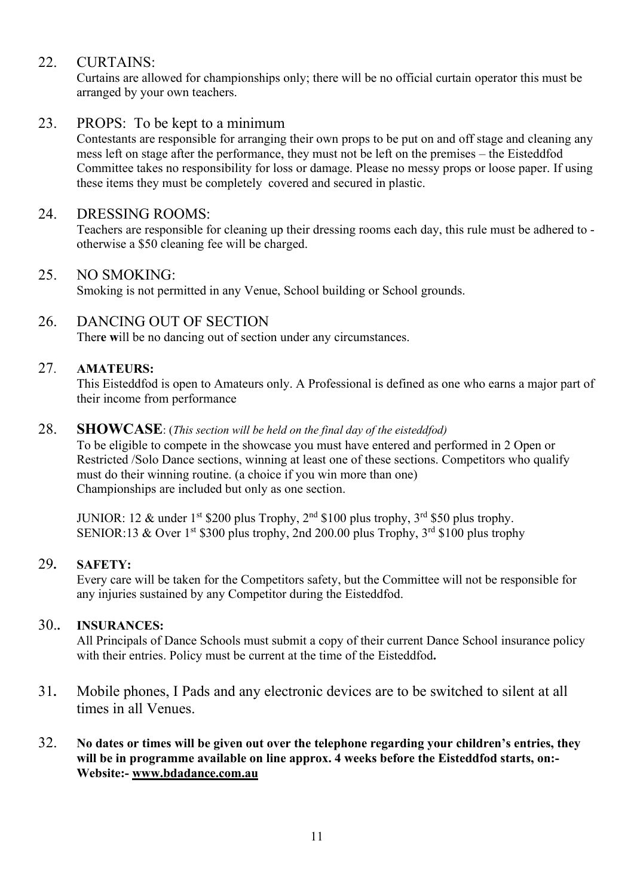22. CURTAINS:
    Curtains are allowed for championships only; there will be no official curtain operator this must be arranged by your own teachers.

23. PROPS: To be kept to a minimum
    Contestants are responsible for arranging their own props to be put on and off stage and cleaning any mess left on stage after the performance, they must not be left on the premises – the Eisteddfod Committee takes no responsibility for loss or damage. Please no messy props or loose paper. If using these items they must be completely covered and secured in plastic.

24. DRESSING ROOMS:
    Teachers are responsible for cleaning up their dressing rooms each day, this rule must be adhered to - otherwise a $50 cleaning fee will be charged.

25. NO SMOKING:
    Smoking is not permitted in any Venue, School building or School grounds.

26. DANCING OUT OF SECTION
    There will be no dancing out of section under any circumstances.

27. **AMATEURS:**
    This Eisteddfod is open to Amateurs only. A Professional is defined as one who earns a major part of their income from performance

28. **SHOWCASE**: (*This section will be held on the final day of the eisteddfod)*
    To be eligible to compete in the showcase you must have entered and performed in 2 Open or Restricted /Solo Dance sections, winning at least one of these sections. Competitors who qualify must do their winning routine. (a choice if you win more than one)
    Championships are included but only as one section.

    JUNIOR: 12 & under 1st $200 plus Trophy, 2nd $100 plus trophy, 3rd $50 plus trophy.
    SENIOR:13 & Over 1st $300 plus trophy, 2nd 200.00 plus Trophy, 3rd $100 plus trophy

29. **SAFETY:**
    Every care will be taken for the Competitors safety, but the Committee will not be responsible for any injuries sustained by any Competitor during the Eisteddfod.

30.. **INSURANCES:**
    All Principals of Dance Schools must submit a copy of their current Dance School insurance policy with their entries. Policy must be current at the time of the Eisteddfod**.**

31. Mobile phones, I Pads and any electronic devices are to be switched to silent at all times in all Venues.

32. **No dates or times will be given out over the telephone regarding your children's entries, they will be in programme available on line approx. 4 weeks before the Eisteddfod starts, on:- Website:- <u>www.bdadance.com.au</u>**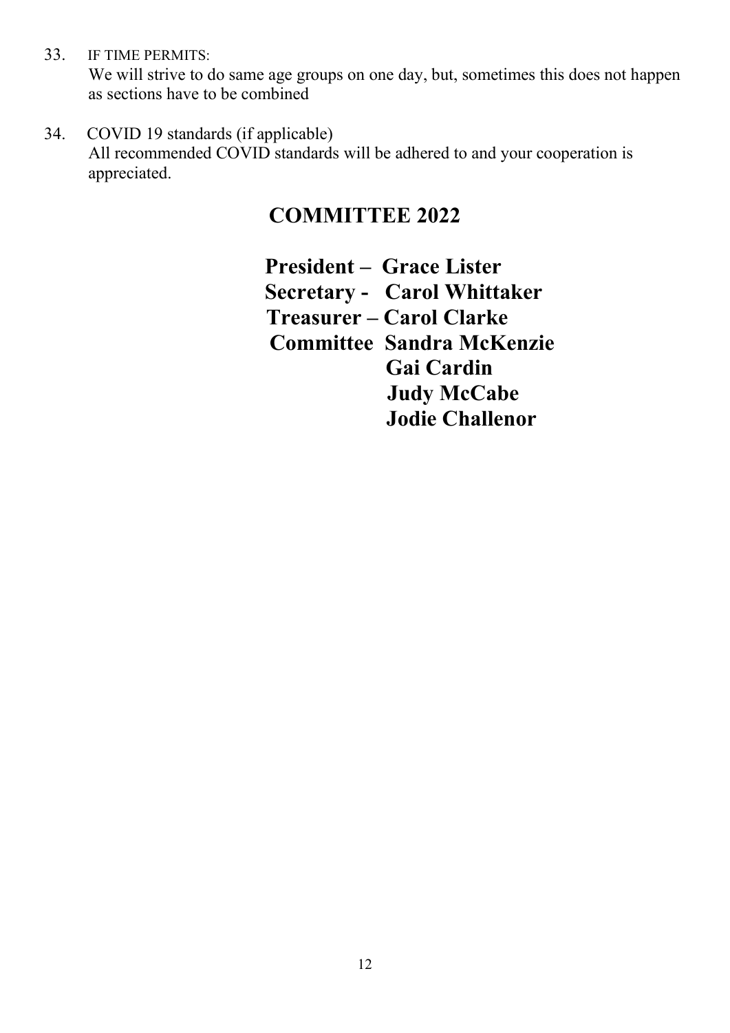33. IF TIME PERMITS:
    We will strive to do same age groups on one day, but, sometimes this does not happen as sections have to be combined

34. COVID 19 standards (if applicable)
    All recommended COVID standards will be adhered to and your cooperation is appreciated.

## COMMITTEE 2022

**President – Grace Lister**
**Secretary - Carol Whittaker**
**Treasurer – Carol Clarke**
**Committee Sandra McKenzie**
**Gai Cardin**
**Judy McCabe**
**Jodie Challenor**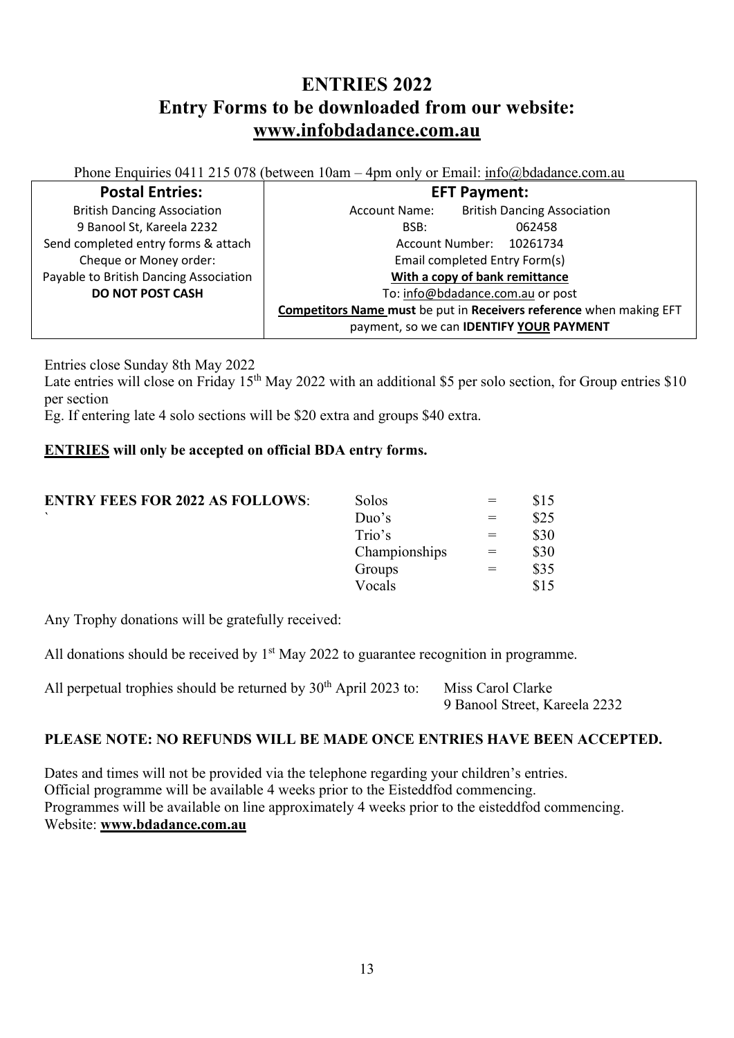# ENTRIES 2022

## Entry Forms to be downloaded from our website: www.infobdadance.com.au

Phone Enquiries 0411 215 078 (between 10am – 4pm only or Email: info@bdadance.com.au

| Postal Entries: | EFT Payment: |
|---|---|
| British Dancing Association<br>9 Banool St, Kareela 2232<br>Send completed entry forms & attach Cheque or Money order:<br>Payable to British Dancing Association<br>**DO NOT POST CASH** | Account Name: British Dancing Association<br>BSB: 062458<br>Account Number: 10261734<br>Email completed Entry Form(s)<br>**With a copy of bank remittance**<br>To: info@bdadance.com.au or post<br>**Competitors Name must** be put in **Receivers reference** when making EFT payment, so we can **IDENTIFY YOUR PAYMENT** |

Entries close Sunday 8th May 2022

Late entries will close on Friday 15th May 2022 with an additional $5 per solo section, for Group entries $10 per section

Eg. If entering late 4 solo sections will be $20 extra and groups $40 extra.

**ENTRIES will only be accepted on official BDA entry forms.**

**ENTRY FEES FOR 2022 AS FOLLOWS**:

| | | |
|---|---|---|
| Solos | = | $15 |
| Duo's | = | $25 |
| Trio's | = | $30 |
| Championships | = | $30 |
| Groups | = | $35 |
| Vocals | | $15 |

Any Trophy donations will be gratefully received:

All donations should be received by 1st May 2022 to guarantee recognition in programme.

All perpetual trophies should be returned by 30th April 2023 to: Miss Carol Clarke
9 Banool Street, Kareela 2232

**PLEASE NOTE: NO REFUNDS WILL BE MADE ONCE ENTRIES HAVE BEEN ACCEPTED.**

Dates and times will not be provided via the telephone regarding your children's entries.
Official programme will be available 4 weeks prior to the Eisteddfod commencing.
Programmes will be available on line approximately 4 weeks prior to the eisteddfod commencing.
Website: **www.bdadance.com.au**